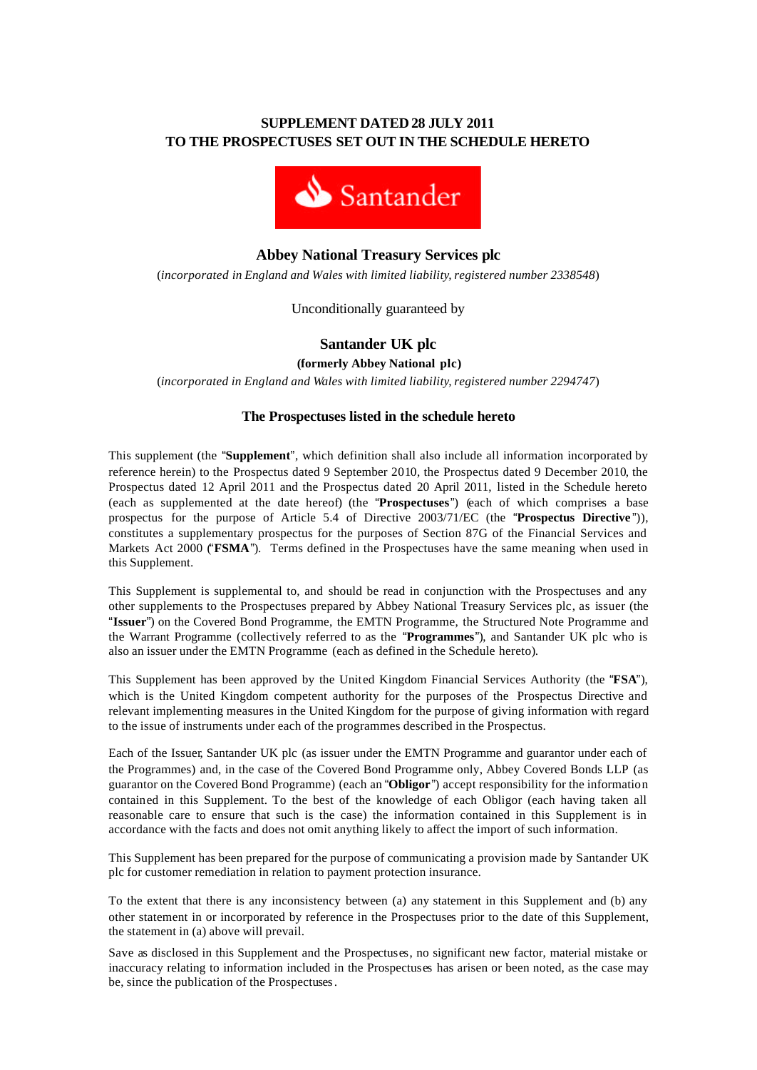**SUPPLEMENT DATED 28 JULY 2011**
**TO THE PROSPECTUSES SET OUT IN THE SCHEDULE HERETO**

Santander

## Abbey National Treasury Services plc

(*incorporated in England and Wales with limited liability, registered number 2338548*)

Unconditionally guaranteed by

## Santander UK plc

**(formerly Abbey National plc)**

(*incorporated in England and Wales with limited liability, registered number 2294747*)

### The Prospectuses listed in the schedule hereto

This supplement (the "**Supplement**", which definition shall also include all information incorporated by reference herein) to the Prospectus dated 9 September 2010, the Prospectus dated 9 December 2010, the Prospectus dated 12 April 2011 and the Prospectus dated 20 April 2011, listed in the Schedule hereto (each as supplemented at the date hereof) (the "**Prospectuses**") (each of which comprises a base prospectus for the purpose of Article 5.4 of Directive 2003/71/EC (the "**Prospectus Directive**")), constitutes a supplementary prospectus for the purposes of Section 87G of the Financial Services and Markets Act 2000 ("**FSMA**"). Terms defined in the Prospectuses have the same meaning when used in this Supplement.

This Supplement is supplemental to, and should be read in conjunction with the Prospectuses and any other supplements to the Prospectuses prepared by Abbey National Treasury Services plc, as issuer (the "**Issuer**") on the Covered Bond Programme, the EMTN Programme, the Structured Note Programme and the Warrant Programme (collectively referred to as the "**Programmes**"), and Santander UK plc who is also an issuer under the EMTN Programme (each as defined in the Schedule hereto).

This Supplement has been approved by the United Kingdom Financial Services Authority (the "**FSA**"), which is the United Kingdom competent authority for the purposes of the Prospectus Directive and relevant implementing measures in the United Kingdom for the purpose of giving information with regard to the issue of instruments under each of the programmes described in the Prospectus.

Each of the Issuer, Santander UK plc (as issuer under the EMTN Programme and guarantor under each of the Programmes) and, in the case of the Covered Bond Programme only, Abbey Covered Bonds LLP (as guarantor on the Covered Bond Programme) (each an "**Obligor**") accept responsibility for the information contained in this Supplement. To the best of the knowledge of each Obligor (each having taken all reasonable care to ensure that such is the case) the information contained in this Supplement is in accordance with the facts and does not omit anything likely to affect the import of such information.

This Supplement has been prepared for the purpose of communicating a provision made by Santander UK plc for customer remediation in relation to payment protection insurance.

To the extent that there is any inconsistency between (a) any statement in this Supplement and (b) any other statement in or incorporated by reference in the Prospectuses prior to the date of this Supplement, the statement in (a) above will prevail.

Save as disclosed in this Supplement and the Prospectuses, no significant new factor, material mistake or inaccuracy relating to information included in the Prospectuses has arisen or been noted, as the case may be, since the publication of the Prospectuses.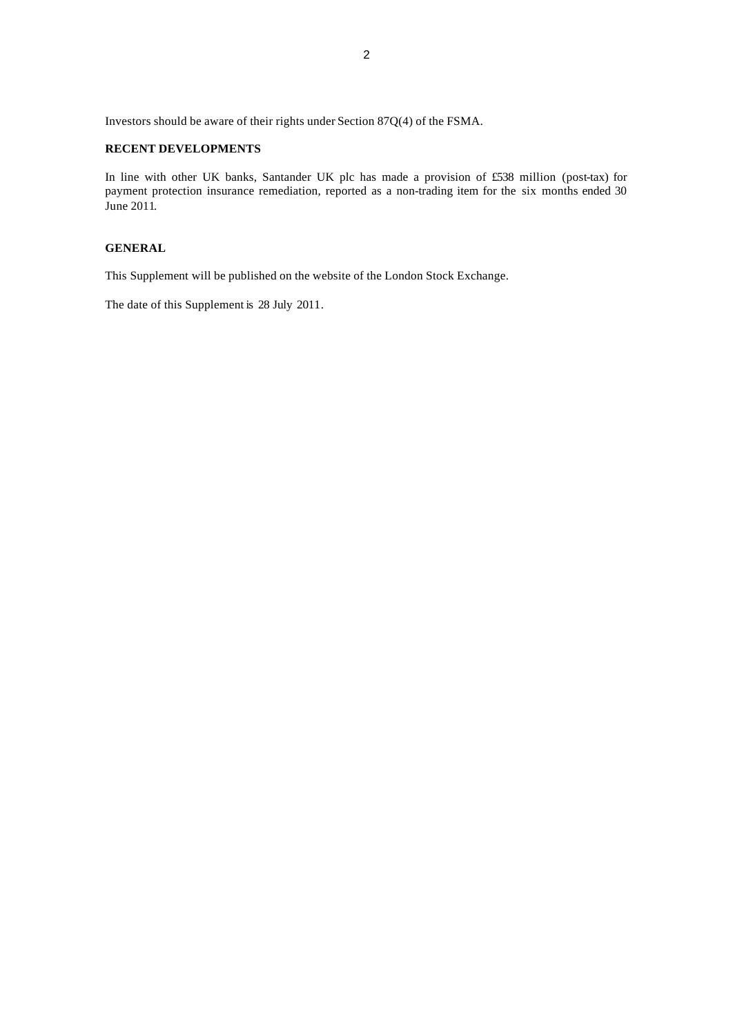Investors should be aware of their rights under Section 87Q(4) of the FSMA.

**RECENT DEVELOPMENTS**

In line with other UK banks, Santander UK plc has made a provision of £538 million (post-tax) for payment protection insurance remediation, reported as a non-trading item for the six months ended 30 June 2011.

**GENERAL**

This Supplement will be published on the website of the London Stock Exchange.

The date of this Supplement is 28 July 2011.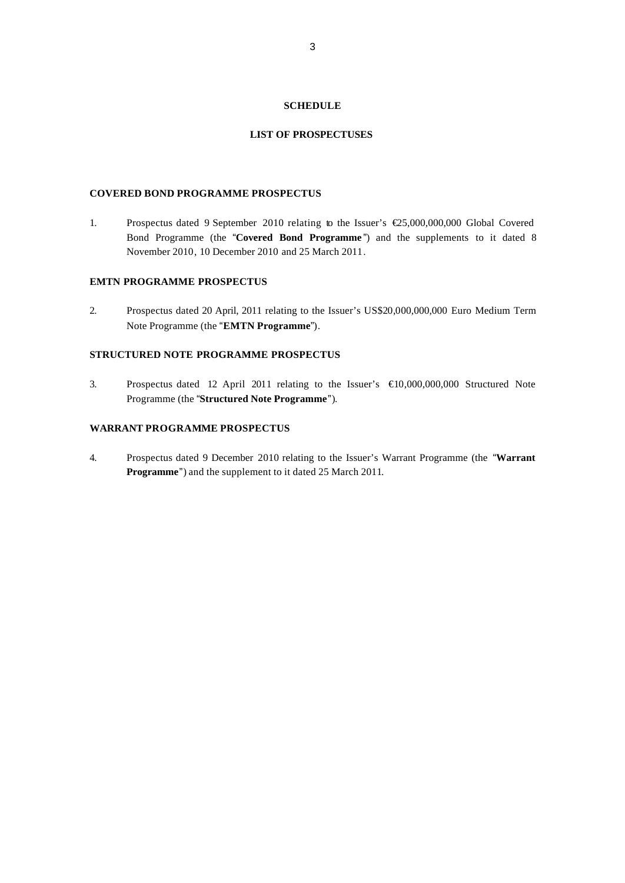# SCHEDULE

## LIST OF PROSPECTUSES

### COVERED BOND PROGRAMME PROSPECTUS

1. Prospectus dated 9 September 2010 relating to the Issuer's €25,000,000,000 Global Covered Bond Programme (the "**Covered Bond Programme**") and the supplements to it dated 8 November 2010, 10 December 2010 and 25 March 2011.

### EMTN PROGRAMME PROSPECTUS

2. Prospectus dated 20 April, 2011 relating to the Issuer's US$20,000,000,000 Euro Medium Term Note Programme (the "**EMTN Programme**").

### STRUCTURED NOTE PROGRAMME PROSPECTUS

3. Prospectus dated 12 April 2011 relating to the Issuer's €10,000,000,000 Structured Note Programme (the "**Structured Note Programme**").

### WARRANT PROGRAMME PROSPECTUS

4. Prospectus dated 9 December 2010 relating to the Issuer's Warrant Programme (the "**Warrant Programme**") and the supplement to it dated 25 March 2011.